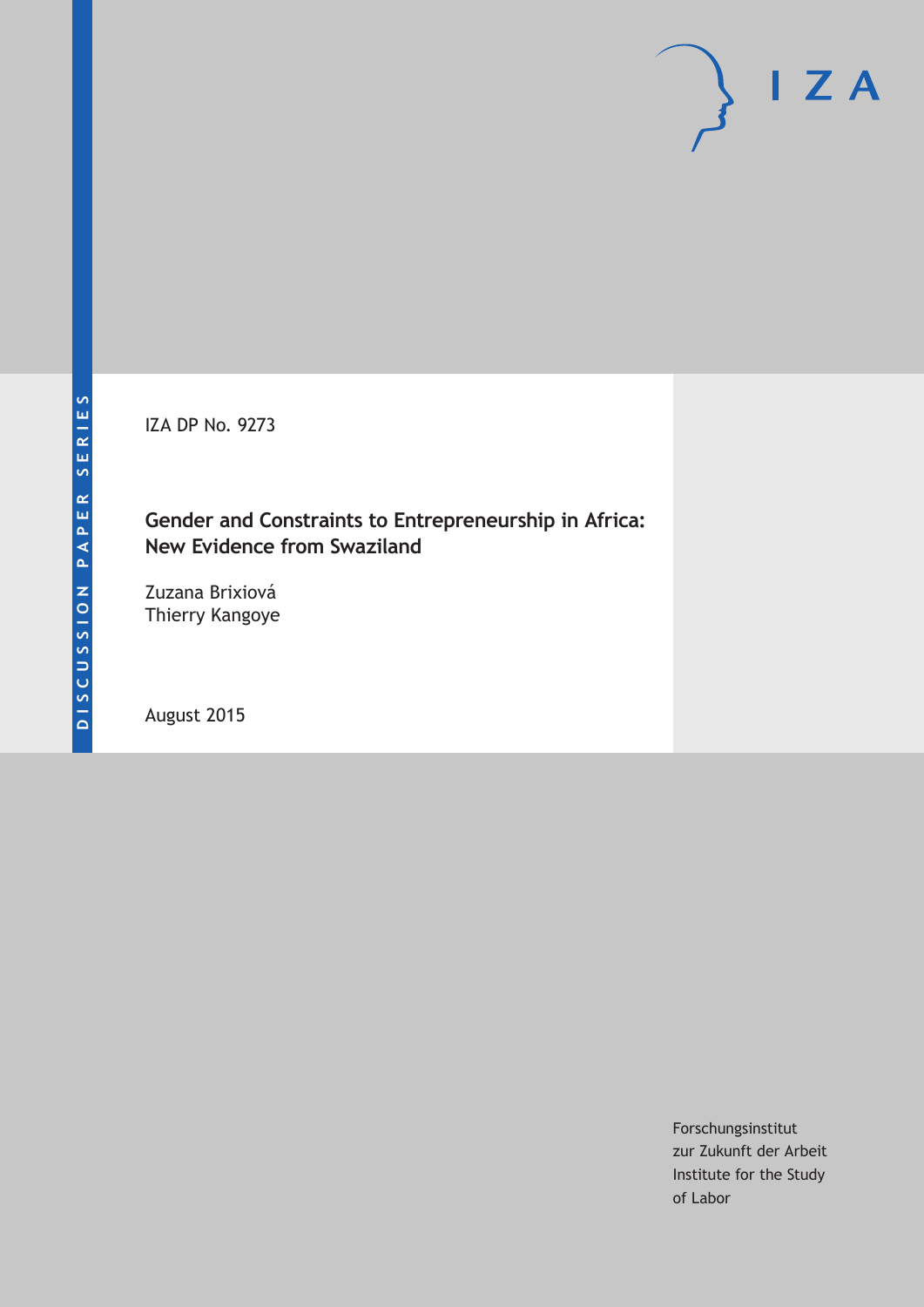DISCUSSION PAPER SERIES

IZA DP No. 9273

# Gender and Constraints to Entrepreneurship in Africa: New Evidence from Swaziland

Zuzana Brixiová
Thierry Kangoye

August 2015

Forschungsinstitut
zur Zukunft der Arbeit
Institute for the Study
of Labor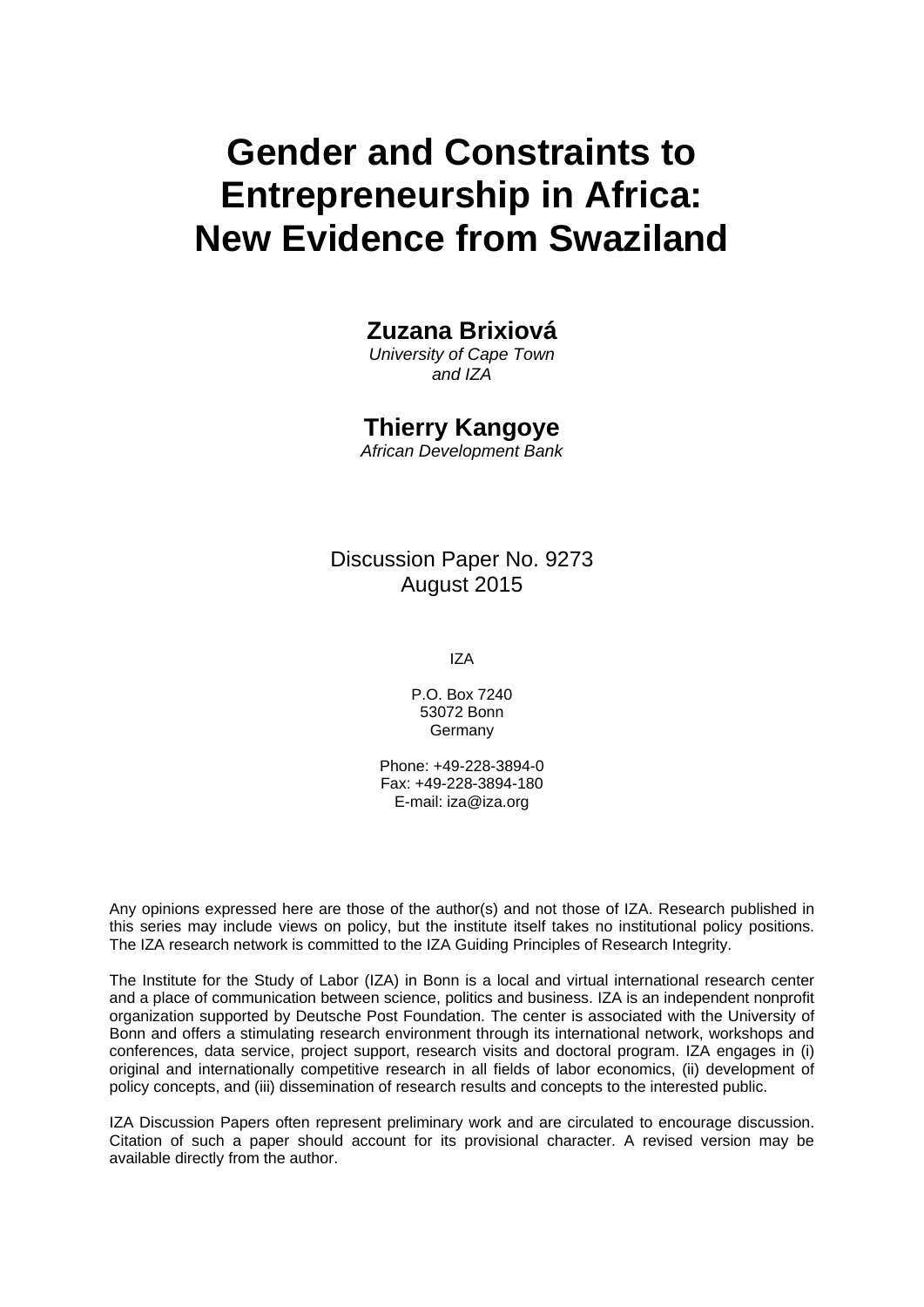# Gender and Constraints to Entrepreneurship in Africa: New Evidence from Swaziland

**Zuzana Brixiová**

*University of Cape Town and IZA*

**Thierry Kangoye**

*African Development Bank*

Discussion Paper No. 9273
August 2015

IZA

P.O. Box 7240
53072 Bonn
Germany

Phone: +49-228-3894-0
Fax: +49-228-3894-180
E-mail: iza@iza.org

Any opinions expressed here are those of the author(s) and not those of IZA. Research published in this series may include views on policy, but the institute itself takes no institutional policy positions. The IZA research network is committed to the IZA Guiding Principles of Research Integrity.

The Institute for the Study of Labor (IZA) in Bonn is a local and virtual international research center and a place of communication between science, politics and business. IZA is an independent nonprofit organization supported by Deutsche Post Foundation. The center is associated with the University of Bonn and offers a stimulating research environment through its international network, workshops and conferences, data service, project support, research visits and doctoral program. IZA engages in (i) original and internationally competitive research in all fields of labor economics, (ii) development of policy concepts, and (iii) dissemination of research results and concepts to the interested public.

IZA Discussion Papers often represent preliminary work and are circulated to encourage discussion. Citation of such a paper should account for its provisional character. A revised version may be available directly from the author.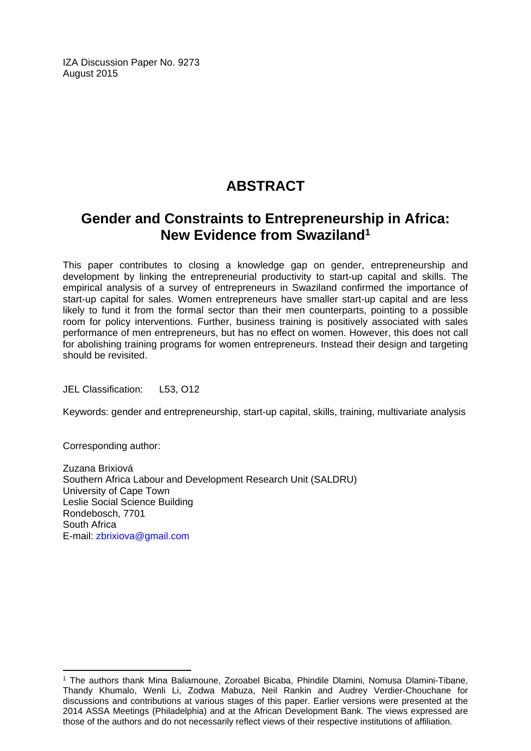IZA Discussion Paper No. 9273
August 2015

# ABSTRACT

## Gender and Constraints to Entrepreneurship in Africa: New Evidence from Swaziland[1]

This paper contributes to closing a knowledge gap on gender, entrepreneurship and development by linking the entrepreneurial productivity to start-up capital and skills. The empirical analysis of a survey of entrepreneurs in Swaziland confirmed the importance of start-up capital for sales. Women entrepreneurs have smaller start-up capital and are less likely to fund it from the formal sector than their men counterparts, pointing to a possible room for policy interventions. Further, business training is positively associated with sales performance of men entrepreneurs, but has no effect on women. However, this does not call for abolishing training programs for women entrepreneurs. Instead their design and targeting should be revisited.

JEL Classification: L53, O12

Keywords: gender and entrepreneurship, start-up capital, skills, training, multivariate analysis

Corresponding author:

Zuzana Brixiová
Southern Africa Labour and Development Research Unit (SALDRU)
University of Cape Town
Leslie Social Science Building
Rondebosch, 7701
South Africa
E-mail: zbrixiova@gmail.com

[1] The authors thank Mina Baliamoune, Zoroabel Bicaba, Phindile Dlamini, Nomusa Dlamini-Tibane, Thandy Khumalo, Wenli Li, Zodwa Mabuza, Neil Rankin and Audrey Verdier-Chouchane for discussions and contributions at various stages of this paper. Earlier versions were presented at the 2014 ASSA Meetings (Philadelphia) and at the African Development Bank. The views expressed are those of the authors and do not necessarily reflect views of their respective institutions of affiliation.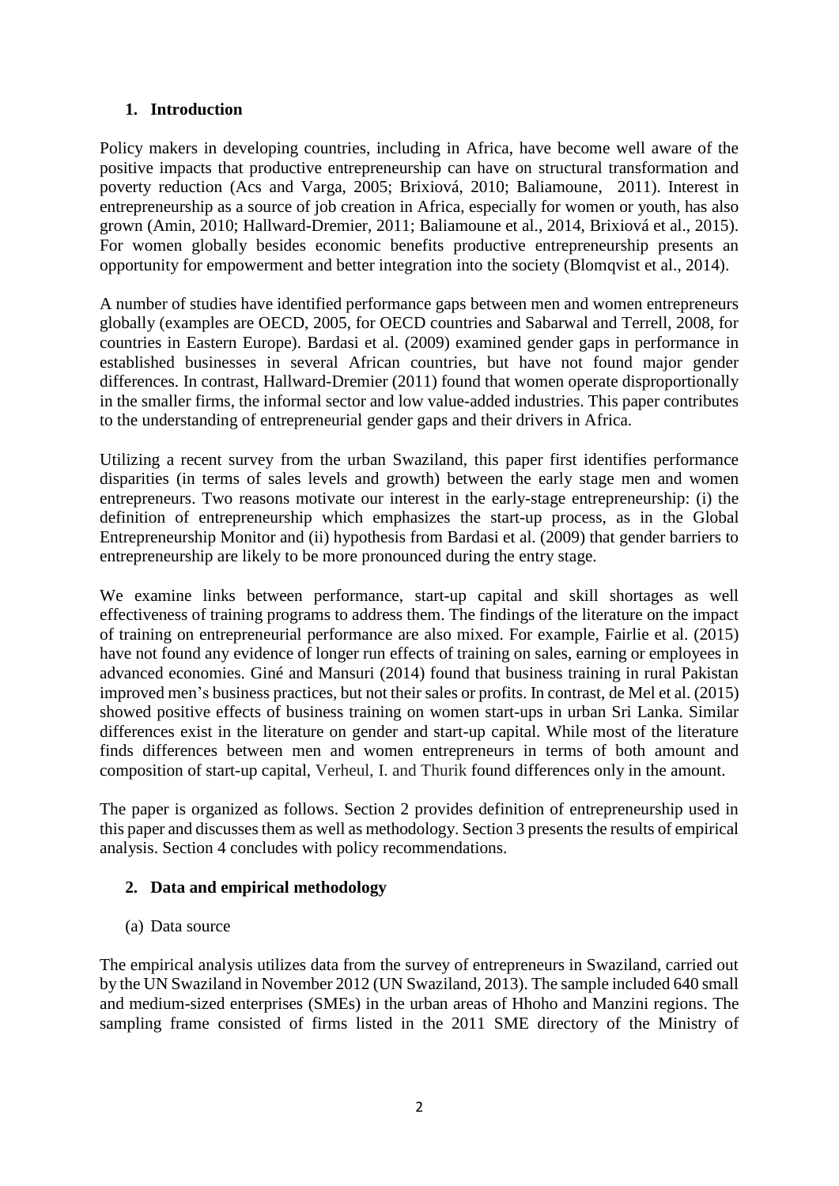## 1. Introduction

Policy makers in developing countries, including in Africa, have become well aware of the positive impacts that productive entrepreneurship can have on structural transformation and poverty reduction (Acs and Varga, 2005; Brixiová, 2010; Baliamoune, 2011). Interest in entrepreneurship as a source of job creation in Africa, especially for women or youth, has also grown (Amin, 2010; Hallward-Dremier, 2011; Baliamoune et al., 2014, Brixiová et al., 2015). For women globally besides economic benefits productive entrepreneurship presents an opportunity for empowerment and better integration into the society (Blomqvist et al., 2014).

A number of studies have identified performance gaps between men and women entrepreneurs globally (examples are OECD, 2005, for OECD countries and Sabarwal and Terrell, 2008, for countries in Eastern Europe). Bardasi et al. (2009) examined gender gaps in performance in established businesses in several African countries, but have not found major gender differences. In contrast, Hallward-Dremier (2011) found that women operate disproportionally in the smaller firms, the informal sector and low value-added industries. This paper contributes to the understanding of entrepreneurial gender gaps and their drivers in Africa.

Utilizing a recent survey from the urban Swaziland, this paper first identifies performance disparities (in terms of sales levels and growth) between the early stage men and women entrepreneurs. Two reasons motivate our interest in the early-stage entrepreneurship: (i) the definition of entrepreneurship which emphasizes the start-up process, as in the Global Entrepreneurship Monitor and (ii) hypothesis from Bardasi et al. (2009) that gender barriers to entrepreneurship are likely to be more pronounced during the entry stage.

We examine links between performance, start-up capital and skill shortages as well effectiveness of training programs to address them. The findings of the literature on the impact of training on entrepreneurial performance are also mixed. For example, Fairlie et al. (2015) have not found any evidence of longer run effects of training on sales, earning or employees in advanced economies. Giné and Mansuri (2014) found that business training in rural Pakistan improved men's business practices, but not their sales or profits. In contrast, de Mel et al. (2015) showed positive effects of business training on women start-ups in urban Sri Lanka. Similar differences exist in the literature on gender and start-up capital. While most of the literature finds differences between men and women entrepreneurs in terms of both amount and composition of start-up capital, Verheul, I. and Thurik found differences only in the amount.

The paper is organized as follows. Section 2 provides definition of entrepreneurship used in this paper and discusses them as well as methodology. Section 3 presents the results of empirical analysis. Section 4 concludes with policy recommendations.

## 2. Data and empirical methodology

### (a) Data source

The empirical analysis utilizes data from the survey of entrepreneurs in Swaziland, carried out by the UN Swaziland in November 2012 (UN Swaziland, 2013). The sample included 640 small and medium-sized enterprises (SMEs) in the urban areas of Hhoho and Manzini regions. The sampling frame consisted of firms listed in the 2011 SME directory of the Ministry of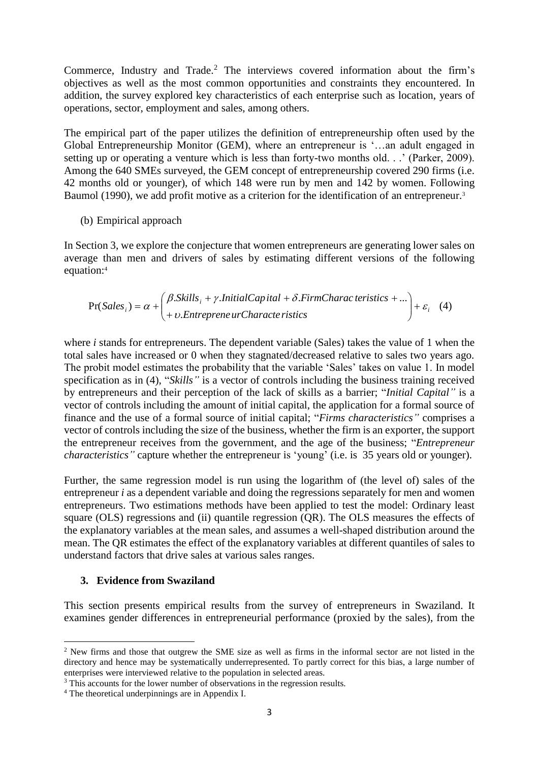Commerce, Industry and Trade.[2] The interviews covered information about the firm's objectives as well as the most common opportunities and constraints they encountered. In addition, the survey explored key characteristics of each enterprise such as location, years of operations, sector, employment and sales, among others.

The empirical part of the paper utilizes the definition of entrepreneurship often used by the Global Entrepreneurship Monitor (GEM), where an entrepreneur is '…an adult engaged in setting up or operating a venture which is less than forty-two months old. . .' (Parker, 2009). Among the 640 SMEs surveyed, the GEM concept of entrepreneurship covered 290 firms (i.e. 42 months old or younger), of which 148 were run by men and 142 by women. Following Baumol (1990), we add profit motive as a criterion for the identification of an entrepreneur.[3]

(b) Empirical approach

In Section 3, we explore the conjecture that women entrepreneurs are generating lower sales on average than men and drivers of sales by estimating different versions of the following equation:[4]

$$\Pr(Sales_i) = \alpha + \begin{pmatrix} \beta.Skills_i + \gamma.InitialCapital + \delta.FirmCharacteristics + ... \\ + \upsilon.EntrepreneurCharacteristics \end{pmatrix} + \varepsilon_i \quad (4)$$

where *i* stands for entrepreneurs. The dependent variable (Sales) takes the value of 1 when the total sales have increased or 0 when they stagnated/decreased relative to sales two years ago. The probit model estimates the probability that the variable 'Sales' takes on value 1. In model specification as in (4), "*Skills"* is a vector of controls including the business training received by entrepreneurs and their perception of the lack of skills as a barrier; "*Initial Capital"* is a vector of controls including the amount of initial capital, the application for a formal source of finance and the use of a formal source of initial capital; "*Firms characteristics"* comprises a vector of controls including the size of the business, whether the firm is an exporter, the support the entrepreneur receives from the government, and the age of the business; "*Entrepreneur characteristics"* capture whether the entrepreneur is 'young' (i.e. is 35 years old or younger).

Further, the same regression model is run using the logarithm of (the level of) sales of the entrepreneur *i* as a dependent variable and doing the regressions separately for men and women entrepreneurs. Two estimations methods have been applied to test the model: Ordinary least square (OLS) regressions and (ii) quantile regression (QR). The OLS measures the effects of the explanatory variables at the mean sales, and assumes a well-shaped distribution around the mean. The QR estimates the effect of the explanatory variables at different quantiles of sales to understand factors that drive sales at various sales ranges.

## 3. Evidence from Swaziland

This section presents empirical results from the survey of entrepreneurs in Swaziland. It examines gender differences in entrepreneurial performance (proxied by the sales), from the

---

[2] New firms and those that outgrew the SME size as well as firms in the informal sector are not listed in the directory and hence may be systematically underrepresented. To partly correct for this bias, a large number of enterprises were interviewed relative to the population in selected areas.

[3] This accounts for the lower number of observations in the regression results.

[4] The theoretical underpinnings are in Appendix I.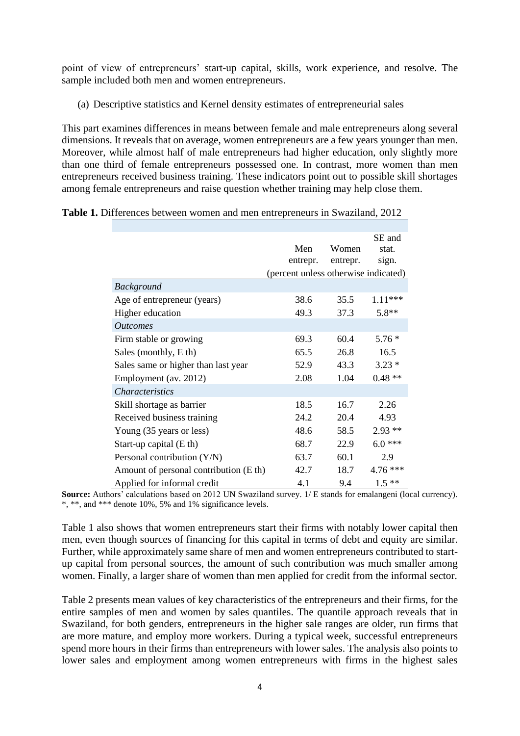point of view of entrepreneurs' start-up capital, skills, work experience, and resolve. The sample included both men and women entrepreneurs.

(a) Descriptive statistics and Kernel density estimates of entrepreneurial sales

This part examines differences in means between female and male entrepreneurs along several dimensions. It reveals that on average, women entrepreneurs are a few years younger than men. Moreover, while almost half of male entrepreneurs had higher education, only slightly more than one third of female entrepreneurs possessed one. In contrast, more women than men entrepreneurs received business training. These indicators point out to possible skill shortages among female entrepreneurs and raise question whether training may help close them.

**Table 1.** Differences between women and men entrepreneurs in Swaziland, 2012

| | Men entrepr. | Women entrepr. | SE and stat. sign. |
|---|---|---|---|
| | (percent unless otherwise indicated) | | |
| *Background* | | | |
| Age of entrepreneur (years) | 38.6 | 35.5 | 1.11*** |
| Higher education | 49.3 | 37.3 | 5.8** |
| *Outcomes* | | | |
| Firm stable or growing | 69.3 | 60.4 | 5.76 * |
| Sales (monthly, E th) | 65.5 | 26.8 | 16.5 |
| Sales same or higher than last year | 52.9 | 43.3 | 3.23 * |
| Employment (av. 2012) | 2.08 | 1.04 | 0.48 ** |
| *Characteristics* | | | |
| Skill shortage as barrier | 18.5 | 16.7 | 2.26 |
| Received business training | 24.2 | 20.4 | 4.93 |
| Young (35 years or less) | 48.6 | 58.5 | 2.93 ** |
| Start-up capital (E th) | 68.7 | 22.9 | 6.0 *** |
| Personal contribution (Y/N) | 63.7 | 60.1 | 2.9 |
| Amount of personal contribution (E th) | 42.7 | 18.7 | 4.76 *** |
| Applied for informal credit | 4.1 | 9.4 | 1.5 ** |

**Source:** Authors' calculations based on 2012 UN Swaziland survey. 1/ E stands for emalangeni (local currency). *, **, and *** denote 10%, 5% and 1% significance levels.

Table 1 also shows that women entrepreneurs start their firms with notably lower capital then men, even though sources of financing for this capital in terms of debt and equity are similar. Further, while approximately same share of men and women entrepreneurs contributed to start-up capital from personal sources, the amount of such contribution was much smaller among women. Finally, a larger share of women than men applied for credit from the informal sector.

Table 2 presents mean values of key characteristics of the entrepreneurs and their firms, for the entire samples of men and women by sales quantiles. The quantile approach reveals that in Swaziland, for both genders, entrepreneurs in the higher sale ranges are older, run firms that are more mature, and employ more workers. During a typical week, successful entrepreneurs spend more hours in their firms than entrepreneurs with lower sales. The analysis also points to lower sales and employment among women entrepreneurs with firms in the highest sales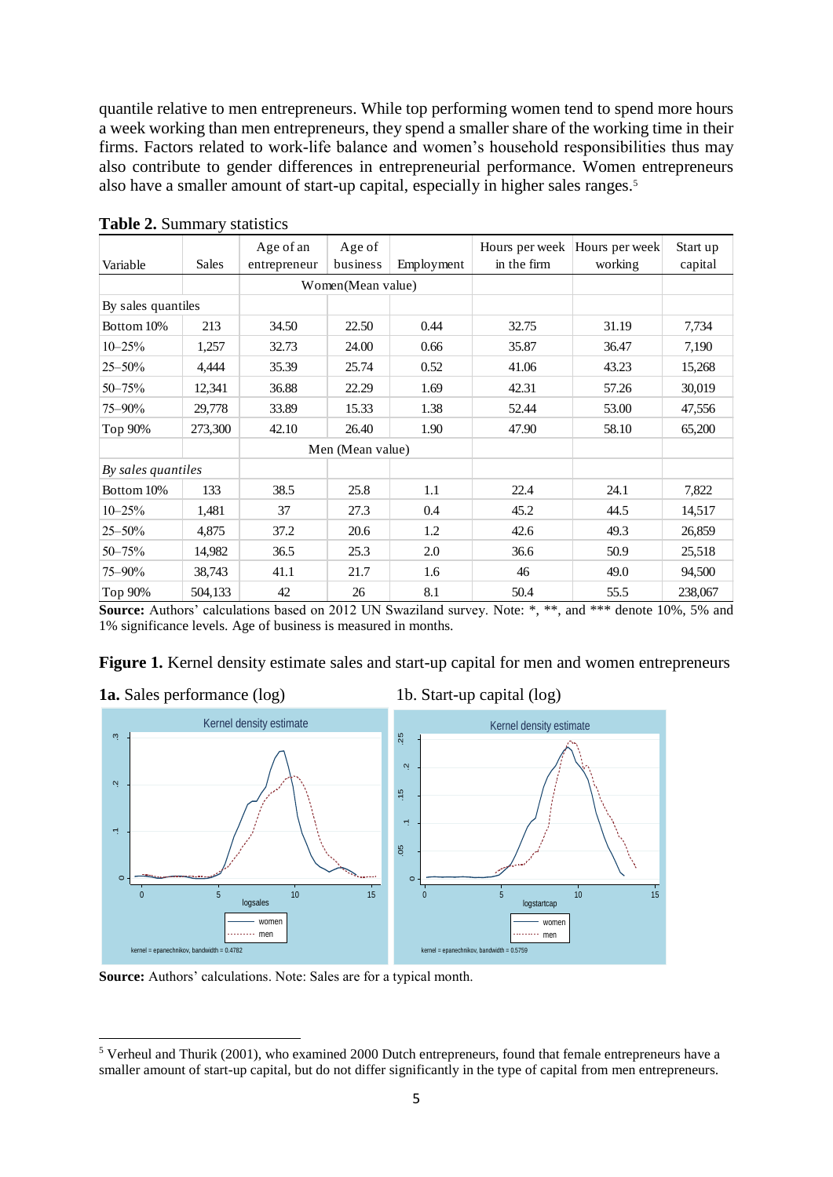quantile relative to men entrepreneurs. While top performing women tend to spend more hours a week working than men entrepreneurs, they spend a smaller share of the working time in their firms. Factors related to work-life balance and women's household responsibilities thus may also contribute to gender differences in entrepreneurial performance. Women entrepreneurs also have a smaller amount of start-up capital, especially in higher sales ranges.[5]

**Table 2.** Summary statistics

| Variable | Sales | Age of an entrepreneur | Age of business | Employment | Hours per week in the firm | Hours per week working | Start up capital |
|---|---|---|---|---|---|---|---|
| | | Women(Mean value) | | | | | |
| By sales quantiles | | | | | | | |
| Bottom 10% | 213 | 34.50 | 22.50 | 0.44 | 32.75 | 31.19 | 7,734 |
| 10–25% | 1,257 | 32.73 | 24.00 | 0.66 | 35.87 | 36.47 | 7,190 |
| 25–50% | 4,444 | 35.39 | 25.74 | 0.52 | 41.06 | 43.23 | 15,268 |
| 50–75% | 12,341 | 36.88 | 22.29 | 1.69 | 42.31 | 57.26 | 30,019 |
| 75–90% | 29,778 | 33.89 | 15.33 | 1.38 | 52.44 | 53.00 | 47,556 |
| Top 90% | 273,300 | 42.10 | 26.40 | 1.90 | 47.90 | 58.10 | 65,200 |
| | | Men (Mean value) | | | | | |
| *By sales quantiles* | | | | | | | |
| Bottom 10% | 133 | 38.5 | 25.8 | 1.1 | 22.4 | 24.1 | 7,822 |
| 10–25% | 1,481 | 37 | 27.3 | 0.4 | 45.2 | 44.5 | 14,517 |
| 25–50% | 4,875 | 37.2 | 20.6 | 1.2 | 42.6 | 49.3 | 26,859 |
| 50–75% | 14,982 | 36.5 | 25.3 | 2.0 | 36.6 | 50.9 | 25,518 |
| 75–90% | 38,743 | 41.1 | 21.7 | 1.6 | 46 | 49.0 | 94,500 |
| Top 90% | 504,133 | 42 | 26 | 8.1 | 50.4 | 55.5 | 238,067 |

**Source:** Authors' calculations based on 2012 UN Swaziland survey. Note: *, **, and *** denote 10%, 5% and 1% significance levels. Age of business is measured in months.

**Figure 1.** Kernel density estimate sales and start-up capital for men and women entrepreneurs

**1a.** Sales performance (log)

1b. Start-up capital (log)

**Source:** Authors' calculations. Note: Sales are for a typical month.

[5] Verheul and Thurik (2001), who examined 2000 Dutch entrepreneurs, found that female entrepreneurs have a smaller amount of start-up capital, but do not differ significantly in the type of capital from men entrepreneurs.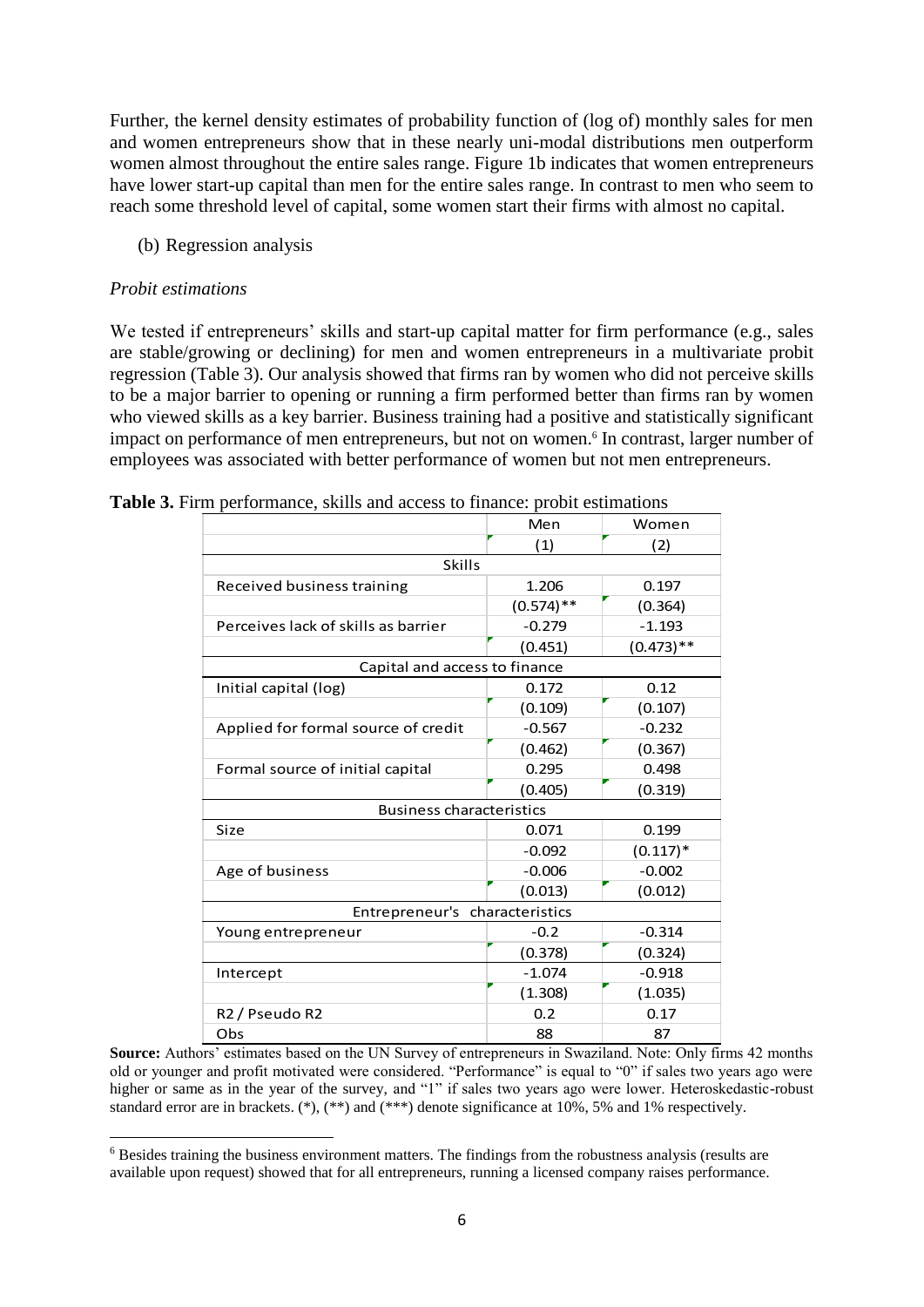Further, the kernel density estimates of probability function of (log of) monthly sales for men and women entrepreneurs show that in these nearly uni-modal distributions men outperform women almost throughout the entire sales range. Figure 1b indicates that women entrepreneurs have lower start-up capital than men for the entire sales range. In contrast to men who seem to reach some threshold level of capital, some women start their firms with almost no capital.

(b) Regression analysis

*Probit estimations*

We tested if entrepreneurs' skills and start-up capital matter for firm performance (e.g., sales are stable/growing or declining) for men and women entrepreneurs in a multivariate probit regression (Table 3). Our analysis showed that firms ran by women who did not perceive skills to be a major barrier to opening or running a firm performed better than firms ran by women who viewed skills as a key barrier. Business training had a positive and statistically significant impact on performance of men entrepreneurs, but not on women.[6] In contrast, larger number of employees was associated with better performance of women but not men entrepreneurs.

**Table 3.** Firm performance, skills and access to finance: probit estimations

| | Men | Women |
|---|---|---|
| | (1) | (2) |
| **Skills** | | |
| Received business training | 1.206 | 0.197 |
| | (0.574)** | (0.364) |
| Perceives lack of skills as barrier | -0.279 | -1.193 |
| | (0.451) | (0.473)** |
| **Capital and access to finance** | | |
| Initial capital (log) | 0.172 | 0.12 |
| | (0.109) | (0.107) |
| Applied for formal source of credit | -0.567 | -0.232 |
| | (0.462) | (0.367) |
| Formal source of initial capital | 0.295 | 0.498 |
| | (0.405) | (0.319) |
| **Business characteristics** | | |
| Size | 0.071 | 0.199 |
| | -0.092 | (0.117)* |
| Age of business | -0.006 | -0.002 |
| | (0.013) | (0.012) |
| **Entrepreneur's characteristics** | | |
| Young entrepreneur | -0.2 | -0.314 |
| | (0.378) | (0.324) |
| Intercept | -1.074 | -0.918 |
| | (1.308) | (1.035) |
| R2 / Pseudo R2 | 0.2 | 0.17 |
| Obs | 88 | 87 |

**Source:** Authors' estimates based on the UN Survey of entrepreneurs in Swaziland. Note: Only firms 42 months old or younger and profit motivated were considered. "Performance" is equal to "0" if sales two years ago were higher or same as in the year of the survey, and "1" if sales two years ago were lower. Heteroskedastic-robust standard error are in brackets. (*), (**) and (***) denote significance at 10%, 5% and 1% respectively.

[6] Besides training the business environment matters. The findings from the robustness analysis (results are available upon request) showed that for all entrepreneurs, running a licensed company raises performance.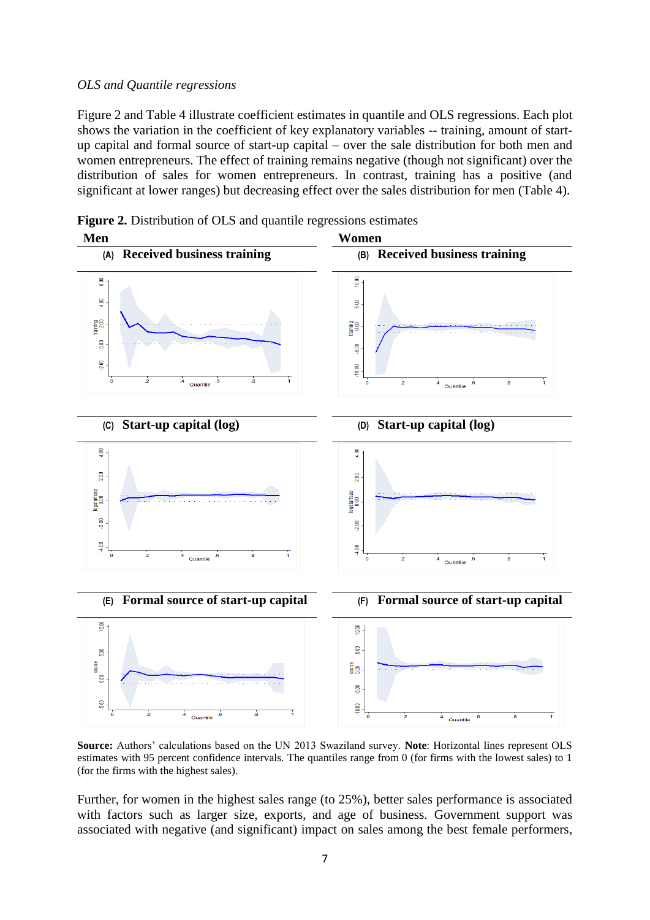*OLS and Quantile regressions*

Figure 2 and Table 4 illustrate coefficient estimates in quantile and OLS regressions. Each plot shows the variation in the coefficient of key explanatory variables -- training, amount of start-up capital and formal source of start-up capital – over the sale distribution for both men and women entrepreneurs. The effect of training remains negative (though not significant) over the distribution of sales for women entrepreneurs. In contrast, training has a positive (and significant at lower ranges) but decreasing effect over the sales distribution for men (Table 4).

**Figure 2.** Distribution of OLS and quantile regressions estimates

**Men** — **Women**

(A) **Received business training** — (B) **Received business training**

(C) **Start-up capital (log)** — (D) **Start-up capital (log)**

(E) **Formal source of start-up capital** — (F) **Formal source of start-up capital**

**Source:** Authors' calculations based on the UN 2013 Swaziland survey. **Note**: Horizontal lines represent OLS estimates with 95 percent confidence intervals. The quantiles range from 0 (for firms with the lowest sales) to 1 (for the firms with the highest sales).

Further, for women in the highest sales range (to 25%), better sales performance is associated with factors such as larger size, exports, and age of business. Government support was associated with negative (and significant) impact on sales among the best female performers,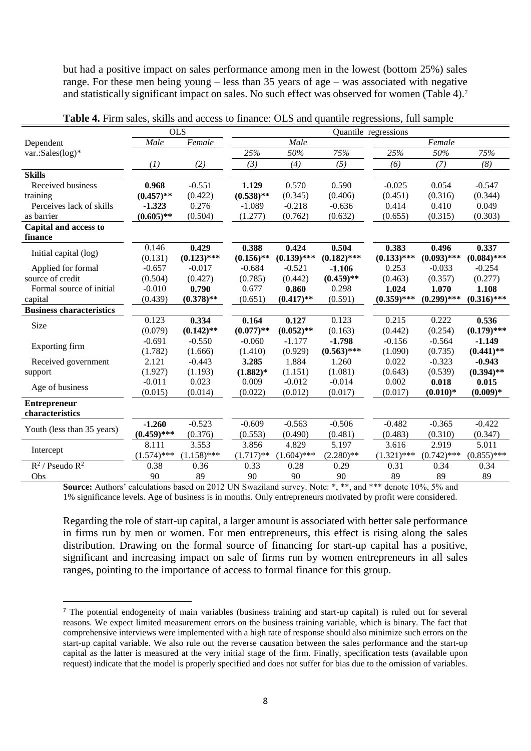but had a positive impact on sales performance among men in the lowest (bottom 25%) sales range. For these men being young – less than 35 years of age – was associated with negative and statistically significant impact on sales. No such effect was observed for women (Table 4).[7]

**Table 4.** Firm sales, skills and access to finance: OLS and quantile regressions, full sample

| | OLS | | Quantile regressions | | | | | |
|---|---|---|---|---|---|---|---|---|
| Dependent var.:Sales(log)* | *Male* | *Female* | *Male* | | | *Female* | | |
| | | | *25%* | *50%* | *75%* | *25%* | *50%* | *75%* |
| | *(1)* | *(2)* | *(3)* | *(4)* | *(5)* | *(6)* | *(7)* | *(8)* |
| **Skills** | | | | | | | | |
| Received business training | **0.968** | -0.551 | **1.129** | 0.570 | 0.590 | -0.025 | 0.054 | -0.547 |
| | **(0.457)**** | (0.422) | **(0.538)**** | (0.345) | (0.406) | (0.451) | (0.316) | (0.344) |
| Perceives lack of skills as barrier | **-1.323** | 0.276 | -1.089 | -0.218 | -0.636 | 0.414 | 0.410 | 0.049 |
| | **(0.605)**** | (0.504) | (1.277) | (0.762) | (0.632) | (0.655) | (0.315) | (0.303) |
| **Capital and access to finance** | | | | | | | | |
| Initial capital (log) | 0.146 | **0.429** | **0.388** | **0.424** | **0.504** | **0.383** | **0.496** | **0.337** |
| | (0.131) | **(0.123)***** | **(0.156)**** | **(0.139)***** | **(0.182)***** | **(0.133)***** | **(0.093)***** | **(0.084)***** |
| Applied for formal source of credit | -0.657 | -0.017 | -0.684 | -0.521 | **-1.106** | 0.253 | -0.033 | -0.254 |
| | (0.504) | (0.427) | (0.785) | (0.442) | **(0.459)**** | (0.463) | (0.357) | (0.277) |
| Formal source of initial capital | -0.010 | **0.790** | 0.677 | **0.860** | 0.298 | **1.024** | **1.070** | **1.108** |
| | (0.439) | **(0.378)**** | (0.651) | **(0.417)**** | (0.591) | **(0.359)***** | **(0.299)***** | **(0.316)***** |
| **Business characteristics** | | | | | | | | |
| Size | 0.123 | **0.334** | **0.164** | **0.127** | 0.123 | 0.215 | 0.222 | **0.536** |
| | (0.079) | **(0.142)**** | **(0.077)**** | **(0.052)**** | (0.163) | (0.442) | (0.254) | **(0.179)***** |
| Exporting firm | -0.691 | -0.550 | -0.060 | -1.177 | **-1.798** | -0.156 | -0.564 | **-1.149** |
| | (1.782) | (1.666) | (1.410) | (0.929) | **(0.563)***** | (1.090) | (0.735) | **(0.441)**** |
| Received government support | 2.121 | -0.443 | **3.285** | 1.884 | 1.260 | 0.022 | -0.323 | **-0.943** |
| | (1.927) | (1.193) | **(1.882)*** | (1.151) | (1.081) | (0.643) | (0.539) | **(0.394)**** |
| Age of business | -0.011 | 0.023 | 0.009 | -0.012 | -0.014 | 0.002 | **0.018** | **0.015** |
| | (0.015) | (0.014) | (0.022) | (0.012) | (0.017) | (0.017) | **(0.010)*** | **(0.009)*** |
| **Entrepreneur characteristics** | | | | | | | | |
| Youth (less than 35 years) | **-1.260** | -0.523 | -0.609 | -0.563 | -0.506 | -0.482 | -0.365 | -0.422 |
| | **(0.459)***** | (0.376) | (0.553) | (0.490) | (0.481) | (0.483) | (0.310) | (0.347) |
| Intercept | 8.111 | 3.553 | 3.856 | 4.829 | 5.197 | 3.616 | 2.919 | 5.011 |
| | (1.574)*** | (1.158)*** | (1.717)** | (1.604)*** | (2.280)** | (1.321)*** | (0.742)*** | (0.855)*** |
| $R^2$ / Pseudo $R^2$ | 0.38 | 0.36 | 0.33 | 0.28 | 0.29 | 0.31 | 0.34 | 0.34 |
| Obs | 90 | 89 | 90 | 90 | 90 | 89 | 89 | 89 |

**Source:** Authors' calculations based on 2012 UN Swaziland survey. Note: *, **, and *** denote 10%, 5% and 1% significance levels. Age of business is in months. Only entrepreneurs motivated by profit were considered.

Regarding the role of start-up capital, a larger amount is associated with better sale performance in firms run by men or women. For men entrepreneurs, this effect is rising along the sales distribution. Drawing on the formal source of financing for start-up capital has a positive, significant and increasing impact on sale of firms run by women entrepreneurs in all sales ranges, pointing to the importance of access to formal finance for this group.

[7] The potential endogeneity of main variables (business training and start-up capital) is ruled out for several reasons. We expect limited measurement errors on the business training variable, which is binary. The fact that comprehensive interviews were implemented with a high rate of response should also minimize such errors on the start-up capital variable. We also rule out the reverse causation between the sales performance and the start-up capital as the latter is measured at the very initial stage of the firm. Finally, specification tests (available upon request) indicate that the model is properly specified and does not suffer for bias due to the omission of variables.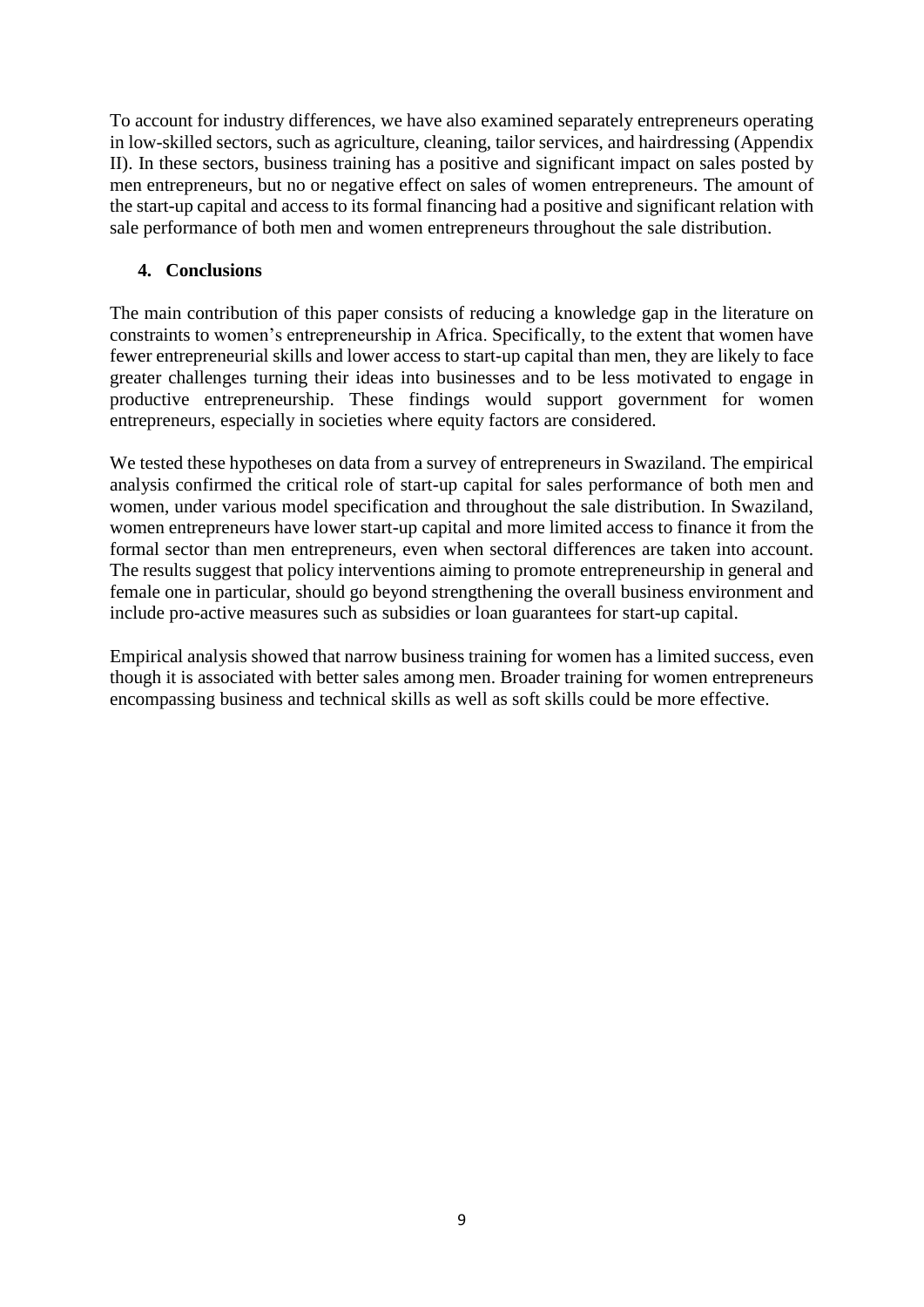To account for industry differences, we have also examined separately entrepreneurs operating in low-skilled sectors, such as agriculture, cleaning, tailor services, and hairdressing (Appendix II). In these sectors, business training has a positive and significant impact on sales posted by men entrepreneurs, but no or negative effect on sales of women entrepreneurs. The amount of the start-up capital and access to its formal financing had a positive and significant relation with sale performance of both men and women entrepreneurs throughout the sale distribution.

## 4. Conclusions

The main contribution of this paper consists of reducing a knowledge gap in the literature on constraints to women's entrepreneurship in Africa. Specifically, to the extent that women have fewer entrepreneurial skills and lower access to start-up capital than men, they are likely to face greater challenges turning their ideas into businesses and to be less motivated to engage in productive entrepreneurship. These findings would support government for women entrepreneurs, especially in societies where equity factors are considered.

We tested these hypotheses on data from a survey of entrepreneurs in Swaziland. The empirical analysis confirmed the critical role of start-up capital for sales performance of both men and women, under various model specification and throughout the sale distribution. In Swaziland, women entrepreneurs have lower start-up capital and more limited access to finance it from the formal sector than men entrepreneurs, even when sectoral differences are taken into account. The results suggest that policy interventions aiming to promote entrepreneurship in general and female one in particular, should go beyond strengthening the overall business environment and include pro-active measures such as subsidies or loan guarantees for start-up capital.

Empirical analysis showed that narrow business training for women has a limited success, even though it is associated with better sales among men. Broader training for women entrepreneurs encompassing business and technical skills as well as soft skills could be more effective.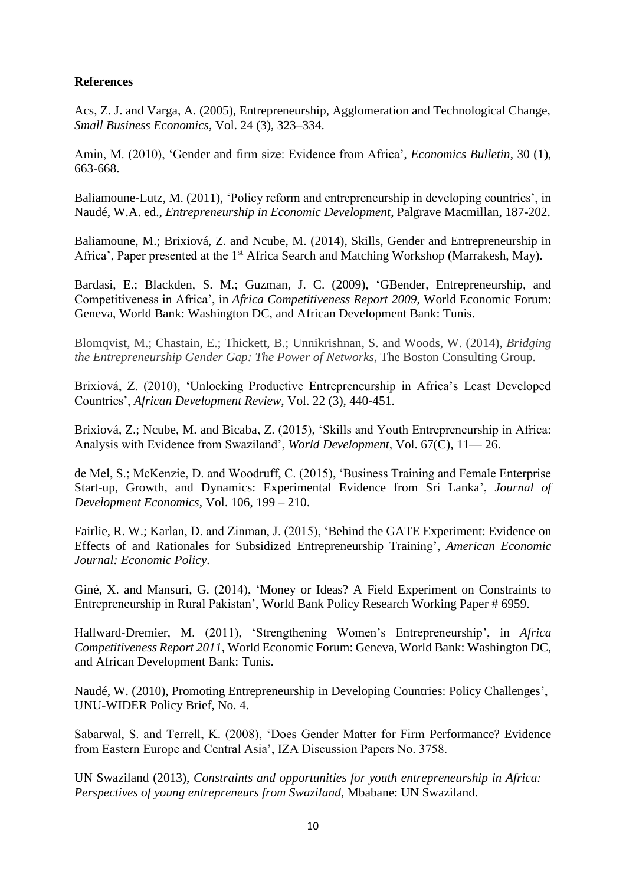**References**

Acs, Z. J. and Varga, A. (2005), Entrepreneurship, Agglomeration and Technological Change, *Small Business Economics*, Vol. 24 (3), 323–334.

Amin, M. (2010), 'Gender and firm size: Evidence from Africa', *Economics Bulletin*, 30 (1), 663-668.

Baliamoune-Lutz, M. (2011), 'Policy reform and entrepreneurship in developing countries', in Naudé, W.A. ed., *Entrepreneurship in Economic Development*, Palgrave Macmillan, 187-202.

Baliamoune, M.; Brixiová, Z. and Ncube, M. (2014), Skills, Gender and Entrepreneurship in Africa', Paper presented at the 1st Africa Search and Matching Workshop (Marrakesh, May).

Bardasi, E.; Blackden, S. M.; Guzman, J. C. (2009), 'GBender, Entrepreneurship, and Competitiveness in Africa', in *Africa Competitiveness Report 2009*, World Economic Forum: Geneva, World Bank: Washington DC, and African Development Bank: Tunis.

Blomqvist, M.; Chastain, E.; Thickett, B.; Unnikrishnan, S. and Woods, W. (2014), *Bridging the Entrepreneurship Gender Gap: The Power of Networks*, The Boston Consulting Group.

Brixiová, Z. (2010), 'Unlocking Productive Entrepreneurship in Africa's Least Developed Countries', *African Development Review*, Vol. 22 (3), 440-451.

Brixiová, Z.; Ncube, M. and Bicaba, Z. (2015), 'Skills and Youth Entrepreneurship in Africa: Analysis with Evidence from Swaziland', *World Development*, Vol. 67(C), 11— 26.

de Mel, S.; McKenzie, D. and Woodruff, C. (2015), 'Business Training and Female Enterprise Start-up, Growth, and Dynamics: Experimental Evidence from Sri Lanka', *Journal of Development Economics*, Vol. 106, 199 – 210.

Fairlie, R. W.; Karlan, D. and Zinman, J. (2015), 'Behind the GATE Experiment: Evidence on Effects of and Rationales for Subsidized Entrepreneurship Training', *American Economic Journal: Economic Policy*.

Giné, X. and Mansuri, G. (2014), 'Money or Ideas? A Field Experiment on Constraints to Entrepreneurship in Rural Pakistan', World Bank Policy Research Working Paper # 6959.

Hallward-Dremier, M. (2011), 'Strengthening Women's Entrepreneurship', in *Africa Competitiveness Report 2011*, World Economic Forum: Geneva, World Bank: Washington DC, and African Development Bank: Tunis.

Naudé, W. (2010), Promoting Entrepreneurship in Developing Countries: Policy Challenges', UNU-WIDER Policy Brief, No. 4.

Sabarwal, S. and Terrell, K. (2008), 'Does Gender Matter for Firm Performance? Evidence from Eastern Europe and Central Asia', IZA Discussion Papers No. 3758.

UN Swaziland (2013), *Constraints and opportunities for youth entrepreneurship in Africa: Perspectives of young entrepreneurs from Swaziland*, Mbabane: UN Swaziland.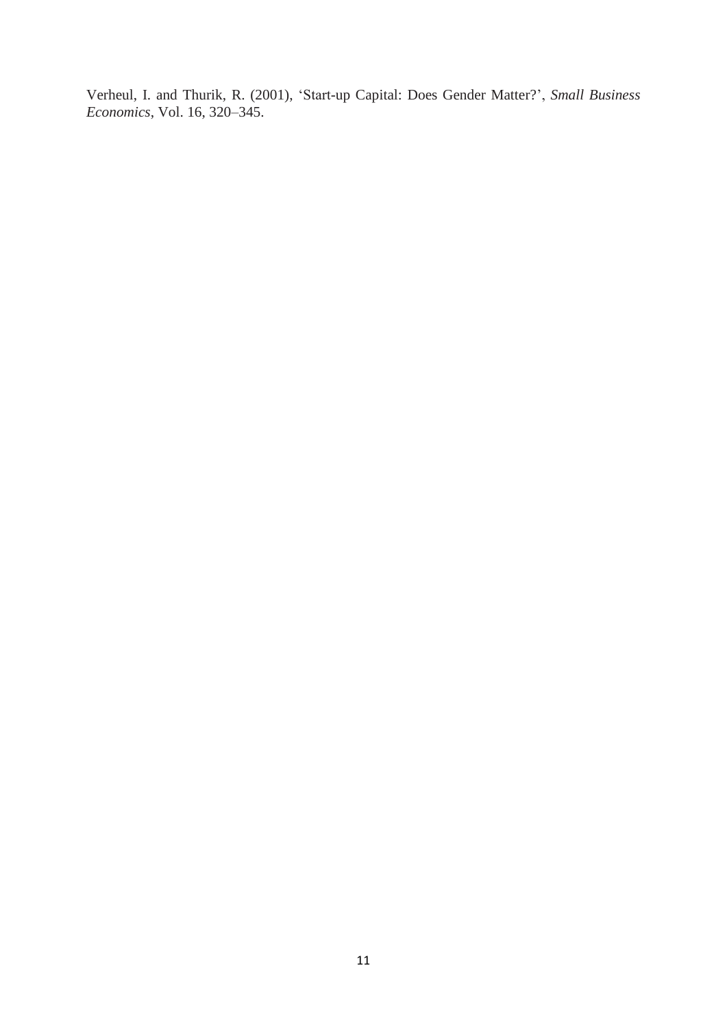Verheul, I. and Thurik, R. (2001), 'Start-up Capital: Does Gender Matter?', *Small Business Economics*, Vol. 16, 320–345.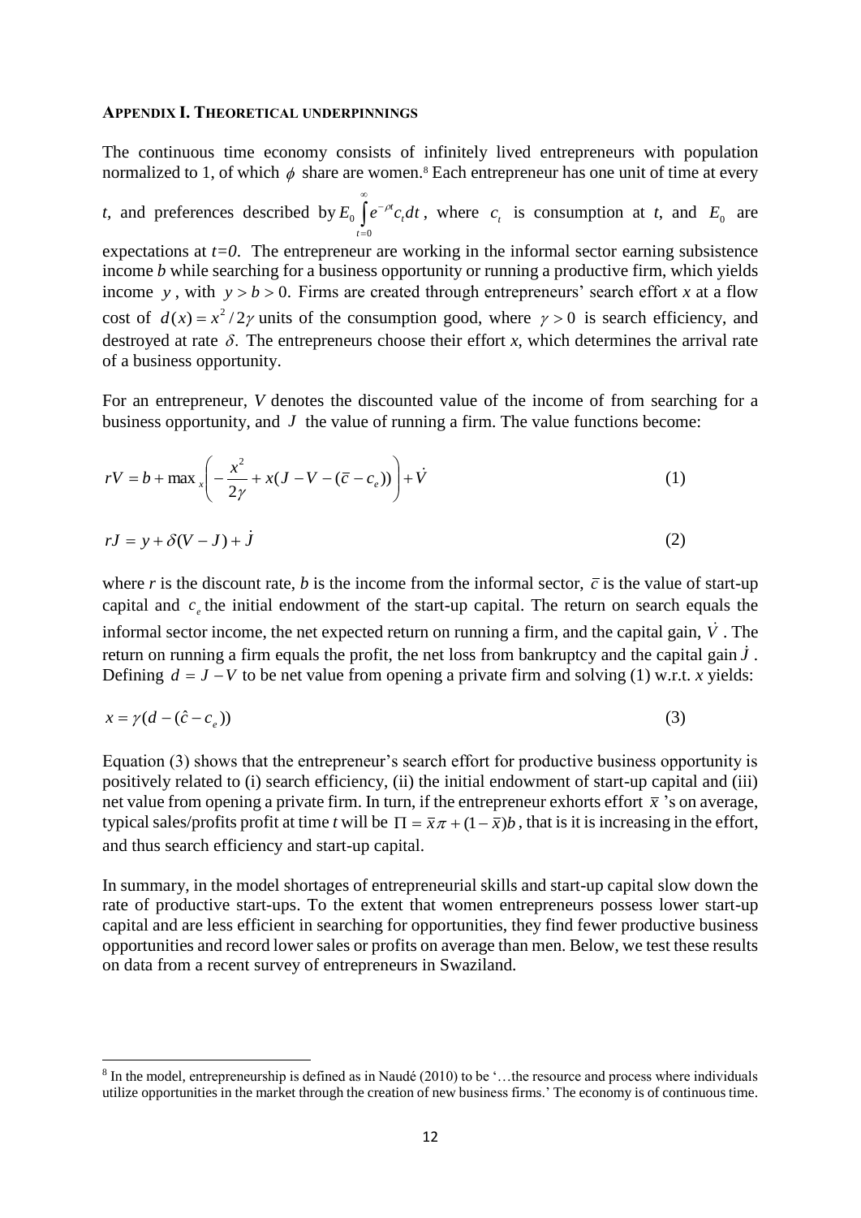### APPENDIX I. THEORETICAL UNDERPINNINGS

The continuous time economy consists of infinitely lived entrepreneurs with population normalized to 1, of which $\phi$ share are women.[8] Each entrepreneur has one unit of time at every *t,* and preferences described by $E_0 \int_{t=0}^{\infty} e^{-\rho t} c_t dt$, where $c_t$ is consumption at *t*, and $E_0$ are expectations at *t=0*. The entrepreneur are working in the informal sector earning subsistence income *b* while searching for a business opportunity or running a productive firm, which yields income $y$, with $y > b > 0$. Firms are created through entrepreneurs' search effort *x* at a flow cost of $d(x) = x^2 / 2\gamma$ units of the consumption good, where $\gamma > 0$ is search efficiency, and destroyed at rate $\delta$. The entrepreneurs choose their effort *x*, which determines the arrival rate of a business opportunity.

For an entrepreneur, *V* denotes the discounted value of the income of from searching for a business opportunity, and $J$ the value of running a firm. The value functions become:

$$rV = b + \max_x \left( -\frac{x^2}{2\gamma} + x(J - V - (\bar{c} - c_e)) \right) + \dot{V} \tag{1}$$

$$rJ = y + \delta(V - J) + \dot{J} \tag{2}$$

where *r* is the discount rate, *b* is the income from the informal sector, $\bar{c}$ is the value of start-up capital and $c_e$ the initial endowment of the start-up capital. The return on search equals the informal sector income, the net expected return on running a firm, and the capital gain, $\dot{V}$. The return on running a firm equals the profit, the net loss from bankruptcy and the capital gain $\dot{J}$. Defining $d = J - V$ to be net value from opening a private firm and solving (1) w.r.t. *x* yields:

$$x = \gamma(d - (\hat{c} - c_e)) \tag{3}$$

Equation (3) shows that the entrepreneur's search effort for productive business opportunity is positively related to (i) search efficiency, (ii) the initial endowment of start-up capital and (iii) net value from opening a private firm. In turn, if the entrepreneur exhorts effort $\bar{x}$ 's on average, typical sales/profits profit at time *t* will be $\Pi = \bar{x}\pi + (1 - \bar{x})b$, that is it is increasing in the effort, and thus search efficiency and start-up capital.

In summary, in the model shortages of entrepreneurial skills and start-up capital slow down the rate of productive start-ups. To the extent that women entrepreneurs possess lower start-up capital and are less efficient in searching for opportunities, they find fewer productive business opportunities and record lower sales or profits on average than men. Below, we test these results on data from a recent survey of entrepreneurs in Swaziland.

---

[8] In the model, entrepreneurship is defined as in Naudé (2010) to be '…the resource and process where individuals utilize opportunities in the market through the creation of new business firms.' The economy is of continuous time.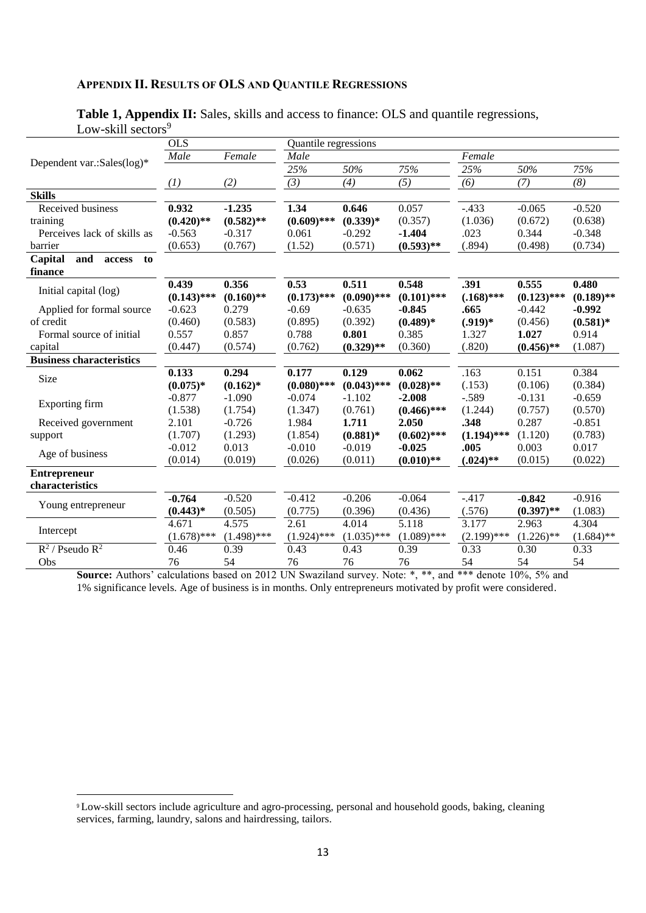## APPENDIX II. RESULTS OF OLS AND QUANTILE REGRESSIONS

**Table 1, Appendix II:** Sales, skills and access to finance: OLS and quantile regressions, Low-skill sectors[9]

| Dependent var.:Sales(log)* | OLS | | Quantile regressions | | | | | |
|---|---|---|---|---|---|---|---|---|
| | *Male* | *Female* | *Male* | | | *Female* | | |
| | | | *25%* | *50%* | *75%* | *25%* | *50%* | *75%* |
| | *(1)* | *(2)* | *(3)* | *(4)* | *(5)* | *(6)* | *(7)* | *(8)* |
| **Skills** | | | | | | | | |
| Received business training | **0.932** | **-1.235** | **1.34** | **0.646** | 0.057 | -.433 | -0.065 | -0.520 |
| | **(0.420)\*\*** | **(0.582)\*\*** | **(0.609)\*\*\*** | **(0.339)\*** | (0.357) | (1.036) | (0.672) | (0.638) |
| Perceives lack of skills as barrier | -0.563 | -0.317 | 0.061 | -0.292 | **-1.404** | .023 | 0.344 | -0.348 |
| | (0.653) | (0.767) | (1.52) | (0.571) | **(0.593)\*\*** | (.894) | (0.498) | (0.734) |
| **Capital and access to finance** | | | | | | | | |
| Initial capital (log) | **0.439** | **0.356** | **0.53** | **0.511** | **0.548** | **.391** | **0.555** | **0.480** |
| | **(0.143)\*\*\*** | **(0.160)\*\*** | **(0.173)\*\*\*** | **(0.090)\*\*\*** | **(0.101)\*\*\*** | **(.168)\*\*\*** | **(0.123)\*\*\*** | **(0.189)\*\*** |
| Applied for formal source of credit | -0.623 | 0.279 | -0.69 | -0.635 | **-0.845** | **.665** | -0.442 | **-0.992** |
| | (0.460) | (0.583) | (0.895) | (0.392) | **(0.489)\*** | **(.919)\*** | (0.456) | **(0.581)\*** |
| Formal source of initial capital | 0.557 | 0.857 | 0.788 | **0.801** | 0.385 | 1.327 | **1.027** | 0.914 |
| | (0.447) | (0.574) | (0.762) | **(0.329)\*\*** | (0.360) | (.820) | **(0.456)\*\*** | (1.087) |
| **Business characteristics** | | | | | | | | |
| Size | **0.133** | **0.294** | **0.177** | **0.129** | **0.062** | .163 | 0.151 | 0.384 |
| | **(0.075)\*** | **(0.162)\*** | **(0.080)\*\*\*** | **(0.043)\*\*\*** | **(0.028)\*\*** | (.153) | (0.106) | (0.384) |
| Exporting firm | -0.877 | -1.090 | -0.074 | -1.102 | **-2.008** | -.589 | -0.131 | -0.659 |
| | (1.538) | (1.754) | (1.347) | (0.761) | **(0.466)\*\*\*** | (1.244) | (0.757) | (0.570) |
| Received government support | 2.101 | -0.726 | 1.984 | **1.711** | **2.050** | **.348** | 0.287 | -0.851 |
| | (1.707) | (1.293) | (1.854) | **(0.881)\*** | **(0.602)\*\*\*** | **(1.194)\*\*\*** | (1.120) | (0.783) |
| Age of business | -0.012 | 0.013 | -0.010 | -0.019 | **-0.025** | **.005** | 0.003 | 0.017 |
| | (0.014) | (0.019) | (0.026) | (0.011) | **(0.010)\*\*** | **(.024)\*\*** | (0.015) | (0.022) |
| **Entrepreneur characteristics** | | | | | | | | |
| Young entrepreneur | **-0.764** | -0.520 | -0.412 | -0.206 | -0.064 | -.417 | **-0.842** | -0.916 |
| | **(0.443)\*** | (0.505) | (0.775) | (0.396) | (0.436) | (.576) | **(0.397)\*\*** | (1.083) |
| Intercept | 4.671 | 4.575 | 2.61 | 4.014 | 5.118 | 3.177 | 2.963 | 4.304 |
| | (1.678)\*\*\* | (1.498)\*\*\* | (1.924)\*\*\* | (1.035)\*\*\* | (1.089)\*\*\* | (2.199)\*\*\* | (1.226)\*\* | (1.684)\*\* |
| $R^2$ / Pseudo $R^2$ | 0.46 | 0.39 | 0.43 | 0.43 | 0.39 | 0.33 | 0.30 | 0.33 |
| Obs | 76 | 54 | 76 | 76 | 76 | 54 | 54 | 54 |

**Source:** Authors' calculations based on 2012 UN Swaziland survey. Note: *, **, and *** denote 10%, 5% and 1% significance levels. Age of business is in months. Only entrepreneurs motivated by profit were considered.

[9] Low-skill sectors include agriculture and agro-processing, personal and household goods, baking, cleaning services, farming, laundry, salons and hairdressing, tailors.